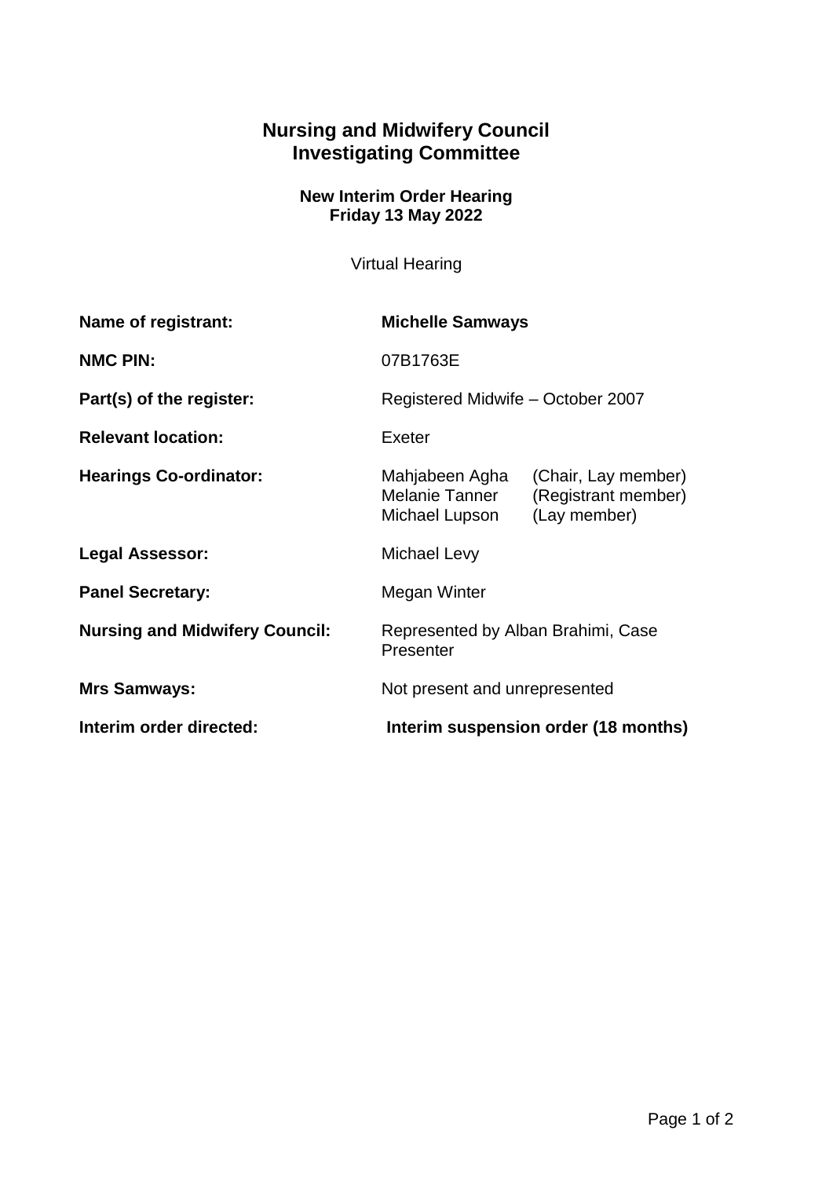# Nursing and Midwifery Council
# Investigating Committee

### New Interim Order Hearing
### Friday 13 May 2022

Virtual Hearing

| | |
|---|---|
| **Name of registrant:** | **Michelle Samways** |
| **NMC PIN:** | 07B1763E |
| **Part(s) of the register:** | Registered Midwife – October 2007 |
| **Relevant location:** | Exeter |
| **Hearings Co-ordinator:** | Mahjabeen Agha (Chair, Lay member)<br>Melanie Tanner (Registrant member)<br>Michael Lupson (Lay member) |
| **Legal Assessor:** | Michael Levy |
| **Panel Secretary:** | Megan Winter |
| **Nursing and Midwifery Council:** | Represented by Alban Brahimi, Case Presenter |
| **Mrs Samways:** | Not present and unrepresented |
| **Interim order directed:** | **Interim suspension order (18 months)** |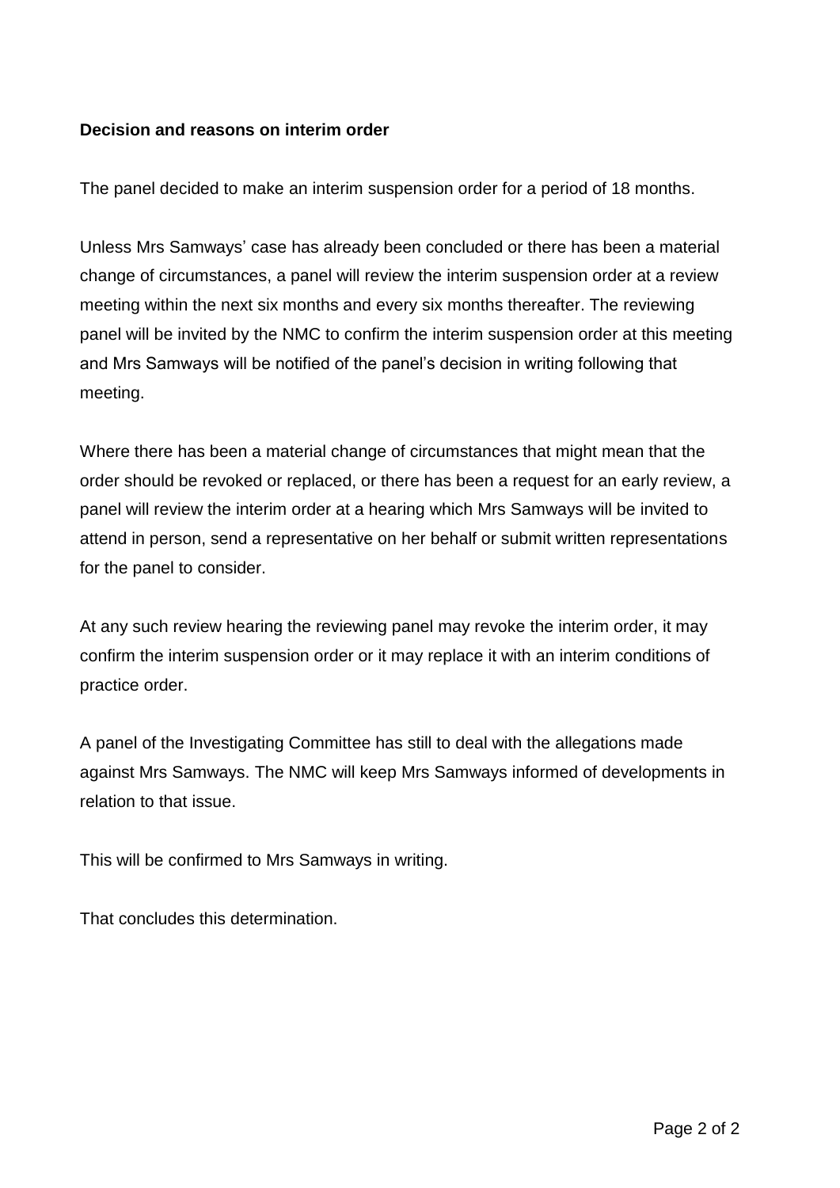**Decision and reasons on interim order**

The panel decided to make an interim suspension order for a period of 18 months.

Unless Mrs Samways' case has already been concluded or there has been a material change of circumstances, a panel will review the interim suspension order at a review meeting within the next six months and every six months thereafter. The reviewing panel will be invited by the NMC to confirm the interim suspension order at this meeting and Mrs Samways will be notified of the panel's decision in writing following that meeting.

Where there has been a material change of circumstances that might mean that the order should be revoked or replaced, or there has been a request for an early review, a panel will review the interim order at a hearing which Mrs Samways will be invited to attend in person, send a representative on her behalf or submit written representations for the panel to consider.

At any such review hearing the reviewing panel may revoke the interim order, it may confirm the interim suspension order or it may replace it with an interim conditions of practice order.

A panel of the Investigating Committee has still to deal with the allegations made against Mrs Samways. The NMC will keep Mrs Samways informed of developments in relation to that issue.

This will be confirmed to Mrs Samways in writing.

That concludes this determination.